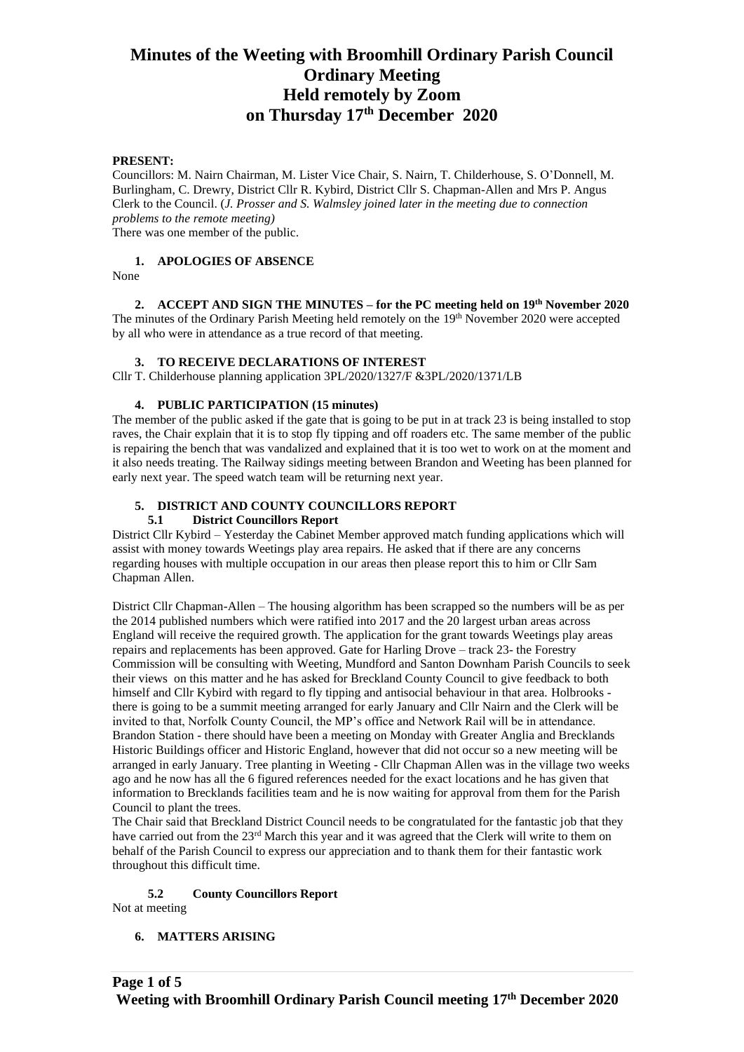# Minutes of the Weeting with Broomhill Ordinary Parish Council Ordinary Meeting Held remotely by Zoom on Thursday 17th December 2020

**PRESENT:**

Councillors: M. Nairn Chairman, M. Lister Vice Chair, S. Nairn, T. Childerhouse, S. O'Donnell, M. Burlingham, C. Drewry, District Cllr R. Kybird, District Cllr S. Chapman-Allen and Mrs P. Angus Clerk to the Council. (*J. Prosser and S. Walmsley joined later in the meeting due to connection problems to the remote meeting)*

There was one member of the public.

**1. APOLOGIES OF ABSENCE**

None

**2. ACCEPT AND SIGN THE MINUTES – for the PC meeting held on 19th November 2020**

The minutes of the Ordinary Parish Meeting held remotely on the 19th November 2020 were accepted by all who were in attendance as a true record of that meeting.

**3. TO RECEIVE DECLARATIONS OF INTEREST**

Cllr T. Childerhouse planning application 3PL/2020/1327/F &3PL/2020/1371/LB

**4. PUBLIC PARTICIPATION (15 minutes)**

The member of the public asked if the gate that is going to be put in at track 23 is being installed to stop raves, the Chair explain that it is to stop fly tipping and off roaders etc. The same member of the public is repairing the bench that was vandalized and explained that it is too wet to work on at the moment and it also needs treating. The Railway sidings meeting between Brandon and Weeting has been planned for early next year. The speed watch team will be returning next year.

**5. DISTRICT AND COUNTY COUNCILLORS REPORT**

**5.1 District Councillors Report**

District Cllr Kybird – Yesterday the Cabinet Member approved match funding applications which will assist with money towards Weetings play area repairs. He asked that if there are any concerns regarding houses with multiple occupation in our areas then please report this to him or Cllr Sam Chapman Allen.

District Cllr Chapman-Allen – The housing algorithm has been scrapped so the numbers will be as per the 2014 published numbers which were ratified into 2017 and the 20 largest urban areas across England will receive the required growth. The application for the grant towards Weetings play areas repairs and replacements has been approved. Gate for Harling Drove – track 23- the Forestry Commission will be consulting with Weeting, Mundford and Santon Downham Parish Councils to seek their views on this matter and he has asked for Breckland County Council to give feedback to both himself and Cllr Kybird with regard to fly tipping and antisocial behaviour in that area. Holbrooks - there is going to be a summit meeting arranged for early January and Cllr Nairn and the Clerk will be invited to that, Norfolk County Council, the MP's office and Network Rail will be in attendance. Brandon Station - there should have been a meeting on Monday with Greater Anglia and Brecklands Historic Buildings officer and Historic England, however that did not occur so a new meeting will be arranged in early January. Tree planting in Weeting - Cllr Chapman Allen was in the village two weeks ago and he now has all the 6 figured references needed for the exact locations and he has given that information to Brecklands facilities team and he is now waiting for approval from them for the Parish Council to plant the trees.

The Chair said that Breckland District Council needs to be congratulated for the fantastic job that they have carried out from the 23rd March this year and it was agreed that the Clerk will write to them on behalf of the Parish Council to express our appreciation and to thank them for their fantastic work throughout this difficult time.

**5.2 County Councillors Report**

Not at meeting

**6. MATTERS ARISING**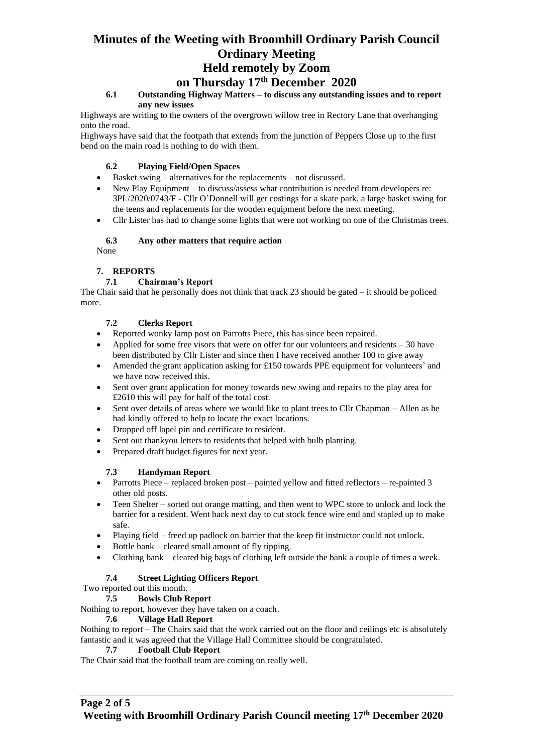# Minutes of the Weeting with Broomhill Ordinary Parish Council Ordinary Meeting Held remotely by Zoom on Thursday 17th December 2020

### 6.1 Outstanding Highway Matters – to discuss any outstanding issues and to report any new issues

Highways are writing to the owners of the overgrown willow tree in Rectory Lane that overhanging onto the road.

Highways have said that the footpath that extends from the junction of Peppers Close up to the first bend on the main road is nothing to do with them.

### 6.2 Playing Field/Open Spaces

- Basket swing – alternatives for the replacements – not discussed.
- New Play Equipment – to discuss/assess what contribution is needed from developers re: 3PL/2020/0743/F - Cllr O'Donnell will get costings for a skate park, a large basket swing for the teens and replacements for the wooden equipment before the next meeting.
- Cllr Lister has had to change some lights that were not working on one of the Christmas trees.

### 6.3 Any other matters that require action

None

## 7. REPORTS

### 7.1 Chairman's Report

The Chair said that he personally does not think that track 23 should be gated – it should be policed more.

### 7.2 Clerks Report

- Reported wonky lamp post on Parrotts Piece, this has since been repaired.
- Applied for some free visors that were on offer for our volunteers and residents – 30 have been distributed by Cllr Lister and since then I have received another 100 to give away
- Amended the grant application asking for £150 towards PPE equipment for volunteers' and we have now received this.
- Sent over grant application for money towards new swing and repairs to the play area for £2610 this will pay for half of the total cost.
- Sent over details of areas where we would like to plant trees to Cllr Chapman – Allen as he had kindly offered to help to locate the exact locations.
- Dropped off lapel pin and certificate to resident.
- Sent out thankyou letters to residents that helped with bulb planting.
- Prepared draft budget figures for next year.

### 7.3 Handyman Report

- Parrotts Piece – replaced broken post – painted yellow and fitted reflectors – re-painted 3 other old posts.
- Teen Shelter – sorted out orange matting, and then went to WPC store to unlock and lock the barrier for a resident. Went back next day to cut stock fence wire end and stapled up to make safe.
- Playing field – freed up padlock on barrier that the keep fit instructor could not unlock.
- Bottle bank – cleared small amount of fly tipping.
- Clothing bank – cleared big bags of clothing left outside the bank a couple of times a week.

### 7.4 Street Lighting Officers Report

Two reported out this month.

### 7.5 Bowls Club Report

Nothing to report, however they have taken on a coach.

### 7.6 Village Hall Report

Nothing to report – The Chairs said that the work carried out on the floor and ceilings etc is absolutely fantastic and it was agreed that the Village Hall Committee should be congratulated.

### 7.7 Football Club Report

The Chair said that the football team are coming on really well.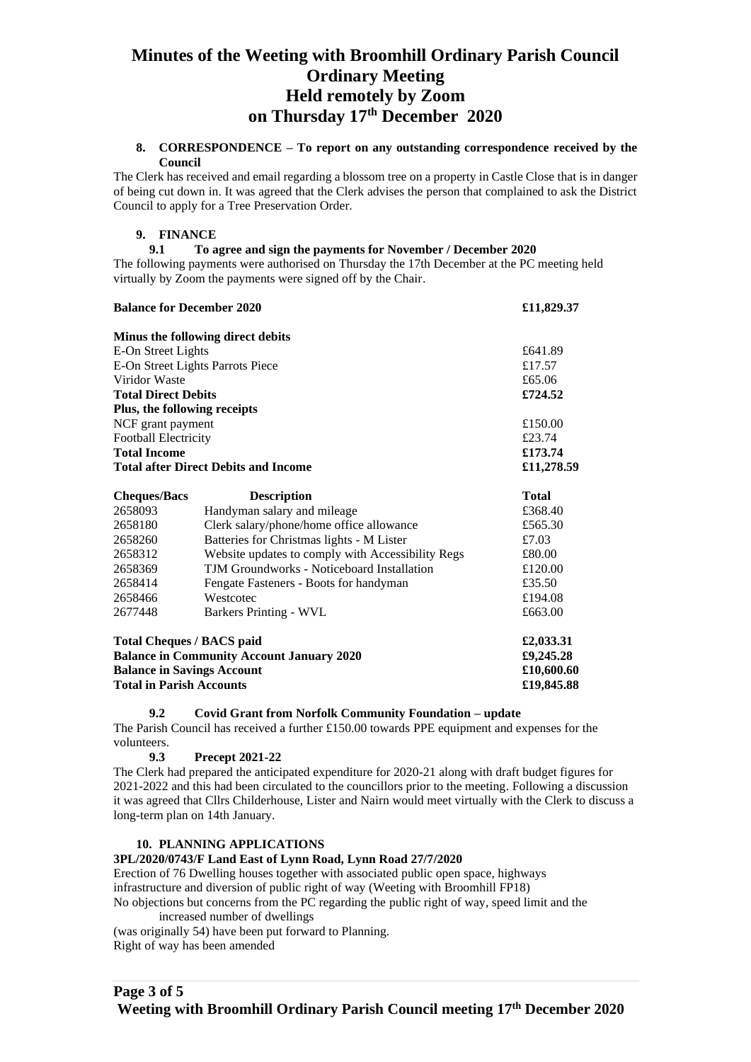# Minutes of the Weeting with Broomhill Ordinary Parish Council Ordinary Meeting Held remotely by Zoom on Thursday 17th December 2020

**8. CORRESPONDENCE – To report on any outstanding correspondence received by the Council**

The Clerk has received and email regarding a blossom tree on a property in Castle Close that is in danger of being cut down in. It was agreed that the Clerk advises the person that complained to ask the District Council to apply for a Tree Preservation Order.

**9. FINANCE**

**9.1 To agree and sign the payments for November / December 2020**

The following payments were authorised on Thursday the 17th December at the PC meeting held virtually by Zoom the payments were signed off by the Chair.

| | | |
|---|---|---|
| **Balance for December 2020** | | **£11,829.37** |
| **Minus the following direct debits** | | |
| E-On Street Lights | | £641.89 |
| E-On Street Lights Parrots Piece | | £17.57 |
| Viridor Waste | | £65.06 |
| **Total Direct Debits** | | **£724.52** |
| **Plus, the following receipts** | | |
| NCF grant payment | | £150.00 |
| Football Electricity | | £23.74 |
| **Total Income** | | **£173.74** |
| **Total after Direct Debits and Income** | | **£11,278.59** |
| **Cheques/Bacs** | **Description** | **Total** |
| 2658093 | Handyman salary and mileage | £368.40 |
| 2658180 | Clerk salary/phone/home office allowance | £565.30 |
| 2658260 | Batteries for Christmas lights - M Lister | £7.03 |
| 2658312 | Website updates to comply with Accessibility Regs | £80.00 |
| 2658369 | TJM Groundworks - Noticeboard Installation | £120.00 |
| 2658414 | Fengate Fasteners - Boots for handyman | £35.50 |
| 2658466 | Westcotec | £194.08 |
| 2677448 | Barkers Printing - WVL | £663.00 |
| **Total Cheques / BACS paid** | | **£2,033.31** |
| **Balance in Community Account January 2020** | | **£9,245.28** |
| **Balance in Savings Account** | | **£10,600.60** |
| **Total in Parish Accounts** | | **£19,845.88** |

**9.2 Covid Grant from Norfolk Community Foundation – update**

The Parish Council has received a further £150.00 towards PPE equipment and expenses for the volunteers.

**9.3 Precept 2021-22**

The Clerk had prepared the anticipated expenditure for 2020-21 along with draft budget figures for 2021-2022 and this had been circulated to the councillors prior to the meeting. Following a discussion it was agreed that Cllrs Childerhouse, Lister and Nairn would meet virtually with the Clerk to discuss a long-term plan on 14th January.

**10. PLANNING APPLICATIONS**

**3PL/2020/0743/F Land East of Lynn Road, Lynn Road 27/7/2020**

Erection of 76 Dwelling houses together with associated public open space, highways infrastructure and diversion of public right of way (Weeting with Broomhill FP18)

No objections but concerns from the PC regarding the public right of way, speed limit and the increased number of dwellings

(was originally 54) have been put forward to Planning.

Right of way has been amended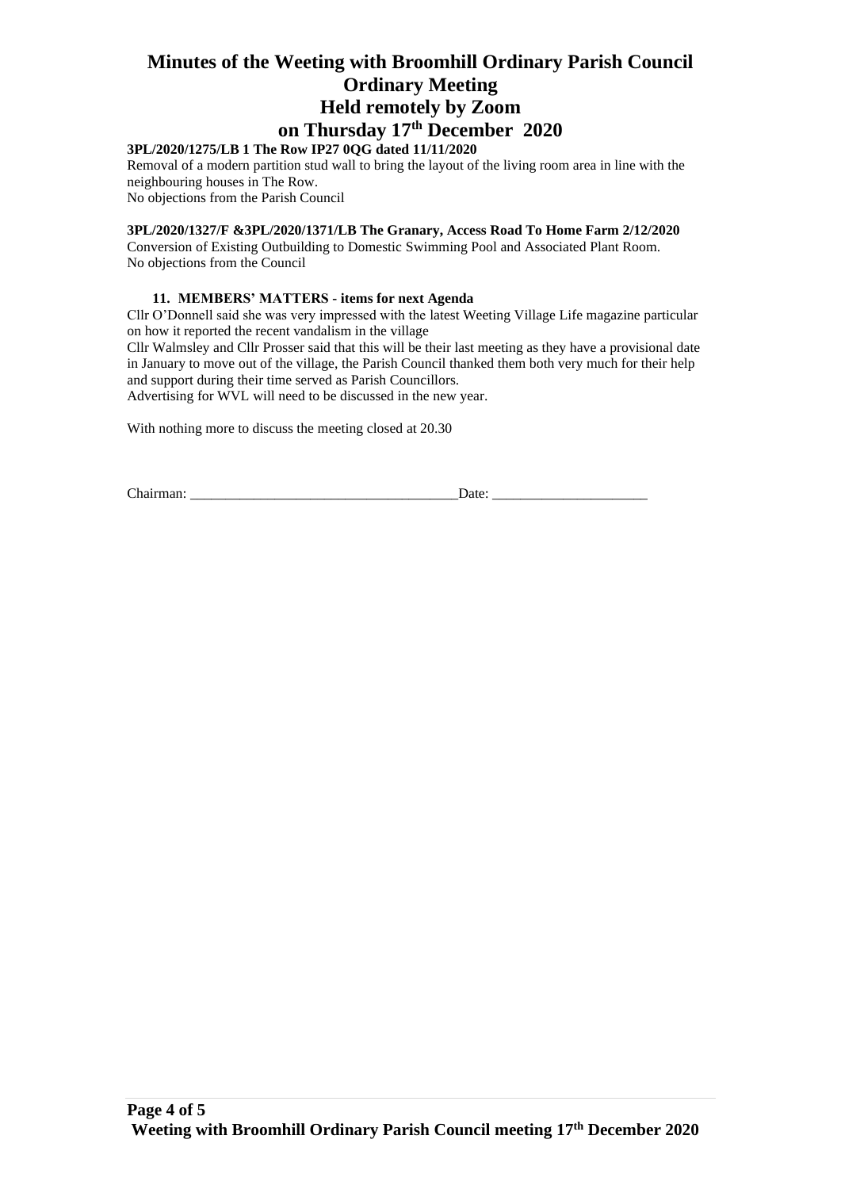# Minutes of the Weeting with Broomhill Ordinary Parish Council Ordinary Meeting Held remotely by Zoom on Thursday 17th December 2020

**3PL/2020/1275/LB 1 The Row IP27 0QG dated 11/11/2020**

Removal of a modern partition stud wall to bring the layout of the living room area in line with the neighbouring houses in The Row.
No objections from the Parish Council

**3PL/2020/1327/F &3PL/2020/1371/LB The Granary, Access Road To Home Farm 2/12/2020**

Conversion of Existing Outbuilding to Domestic Swimming Pool and Associated Plant Room.
No objections from the Council

**11. MEMBERS' MATTERS - items for next Agenda**

Cllr O'Donnell said she was very impressed with the latest Weeting Village Life magazine particular on how it reported the recent vandalism in the village

Cllr Walmsley and Cllr Prosser said that this will be their last meeting as they have a provisional date in January to move out of the village, the Parish Council thanked them both very much for their help and support during their time served as Parish Councillors.

Advertising for WVL will need to be discussed in the new year.

With nothing more to discuss the meeting closed at 20.30

Chairman: \_\_\_\_\_\_\_\_\_\_\_\_\_\_\_\_\_\_\_\_\_\_\_\_\_\_\_\_\_\_\_\_\_\_\_\_\_\_Date: \_\_\_\_\_\_\_\_\_\_\_\_\_\_\_\_\_\_\_\_\_\_